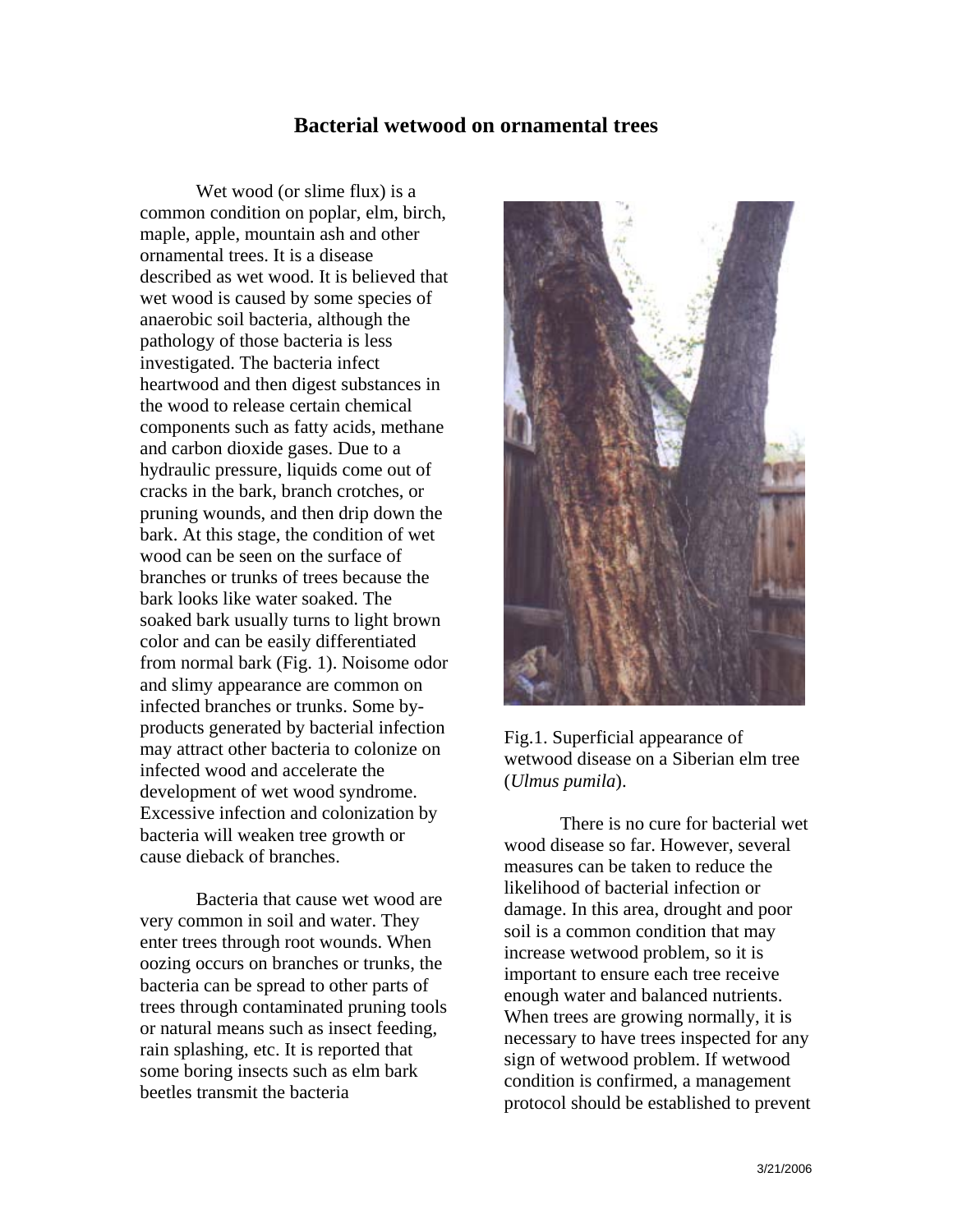# Bacterial wetwood on ornamental trees

Wet wood (or slime flux) is a common condition on poplar, elm, birch, maple, apple, mountain ash and other ornamental trees. It is a disease described as wet wood. It is believed that wet wood is caused by some species of anaerobic soil bacteria, although the pathology of those bacteria is less investigated. The bacteria infect heartwood and then digest substances in the wood to release certain chemical components such as fatty acids, methane and carbon dioxide gases. Due to a hydraulic pressure, liquids come out of cracks in the bark, branch crotches, or pruning wounds, and then drip down the bark. At this stage, the condition of wet wood can be seen on the surface of branches or trunks of trees because the bark looks like water soaked. The soaked bark usually turns to light brown color and can be easily differentiated from normal bark (Fig. 1). Noisome odor and slimy appearance are common on infected branches or trunks. Some by-products generated by bacterial infection may attract other bacteria to colonize on infected wood and accelerate the development of wet wood syndrome. Excessive infection and colonization by bacteria will weaken tree growth or cause dieback of branches.

Bacteria that cause wet wood are very common in soil and water. They enter trees through root wounds. When oozing occurs on branches or trunks, the bacteria can be spread to other parts of trees through contaminated pruning tools or natural means such as insect feeding, rain splashing, etc. It is reported that some boring insects such as elm bark beetles transmit the bacteria

Fig.1. Superficial appearance of wetwood disease on a Siberian elm tree (*Ulmus pumila*).

There is no cure for bacterial wet wood disease so far. However, several measures can be taken to reduce the likelihood of bacterial infection or damage. In this area, drought and poor soil is a common condition that may increase wetwood problem, so it is important to ensure each tree receive enough water and balanced nutrients. When trees are growing normally, it is necessary to have trees inspected for any sign of wetwood problem. If wetwood condition is confirmed, a management protocol should be established to prevent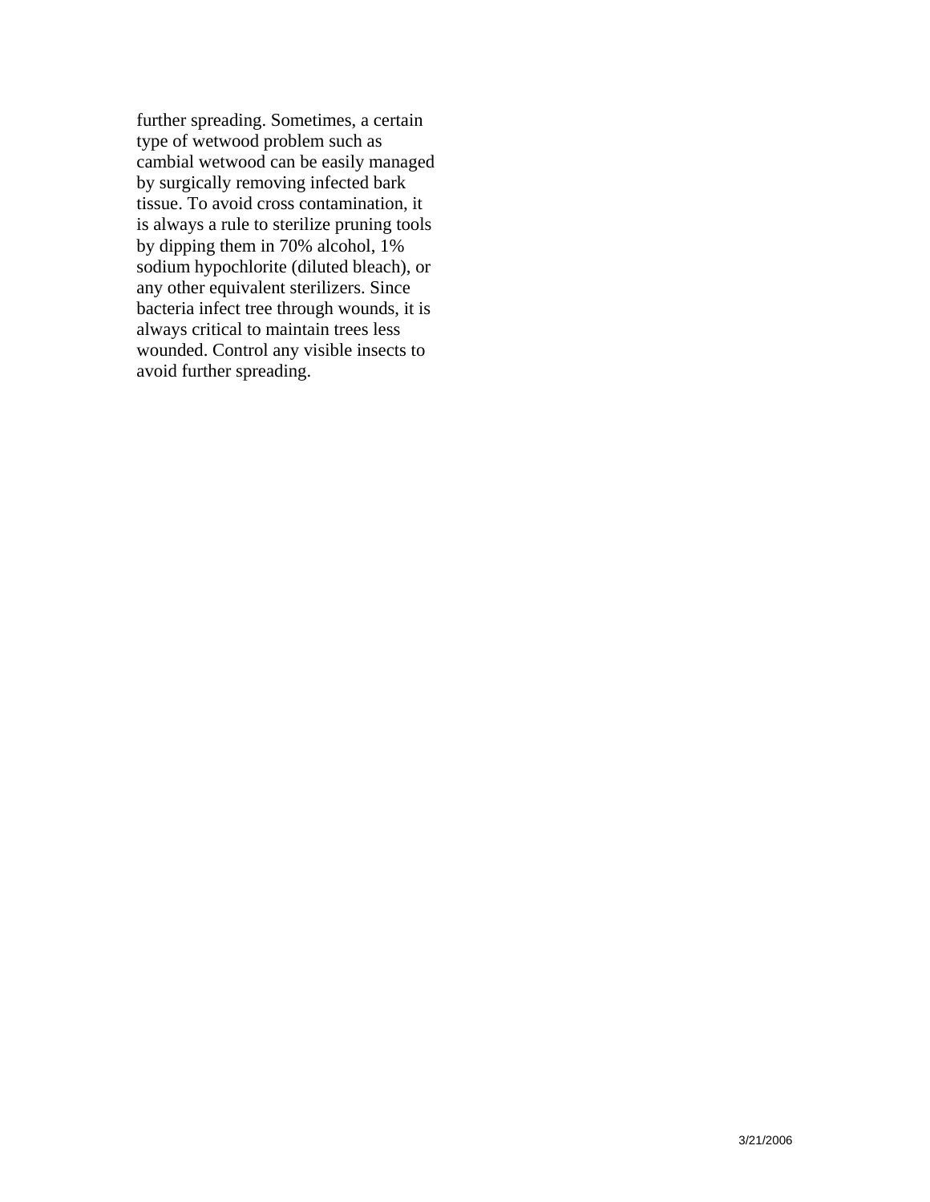further spreading. Sometimes, a certain type of wetwood problem such as cambial wetwood can be easily managed by surgically removing infected bark tissue. To avoid cross contamination, it is always a rule to sterilize pruning tools by dipping them in 70% alcohol, 1% sodium hypochlorite (diluted bleach), or any other equivalent sterilizers. Since bacteria infect tree through wounds, it is always critical to maintain trees less wounded. Control any visible insects to avoid further spreading.